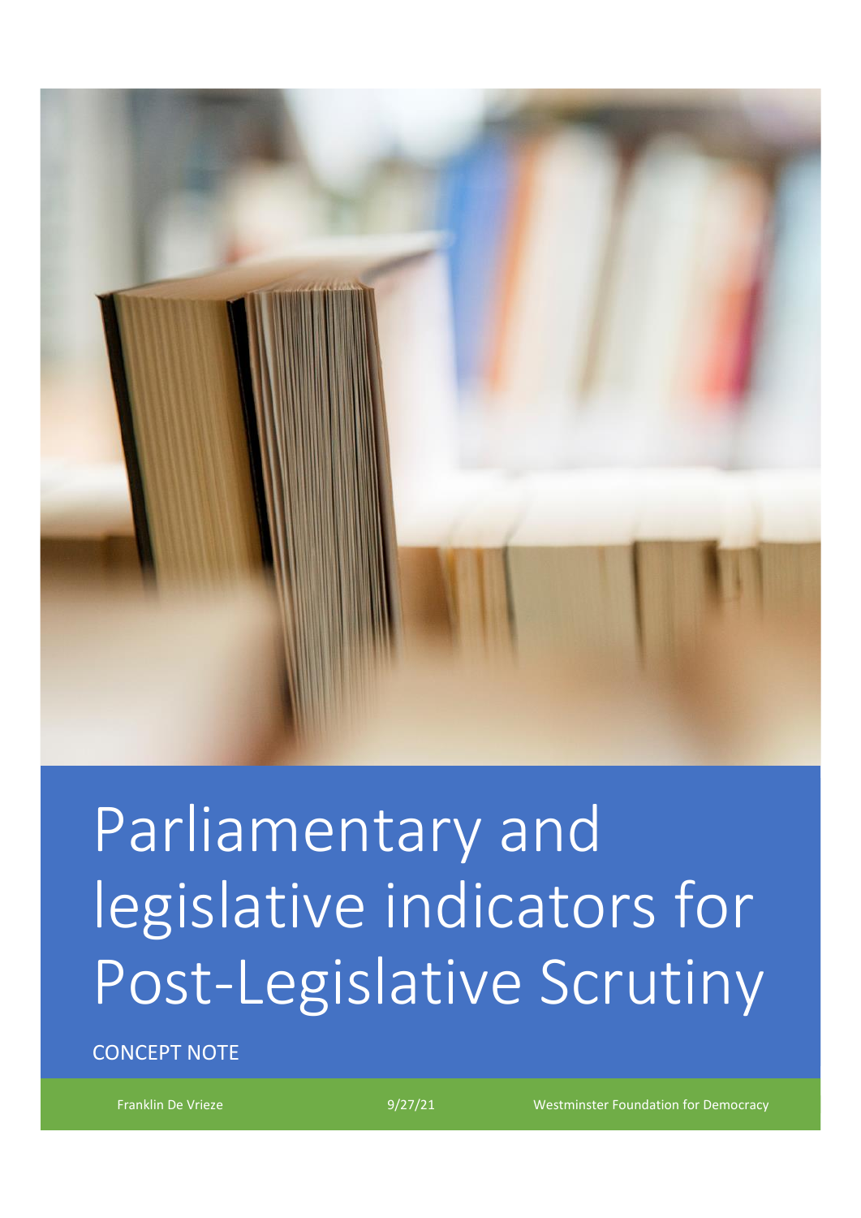# Parliamentary and legislative indicators for Post-Legislative Scrutiny

CONCEPT NOTE

Franklin De Vrieze

9/27/21

Westminster Foundation for Democracy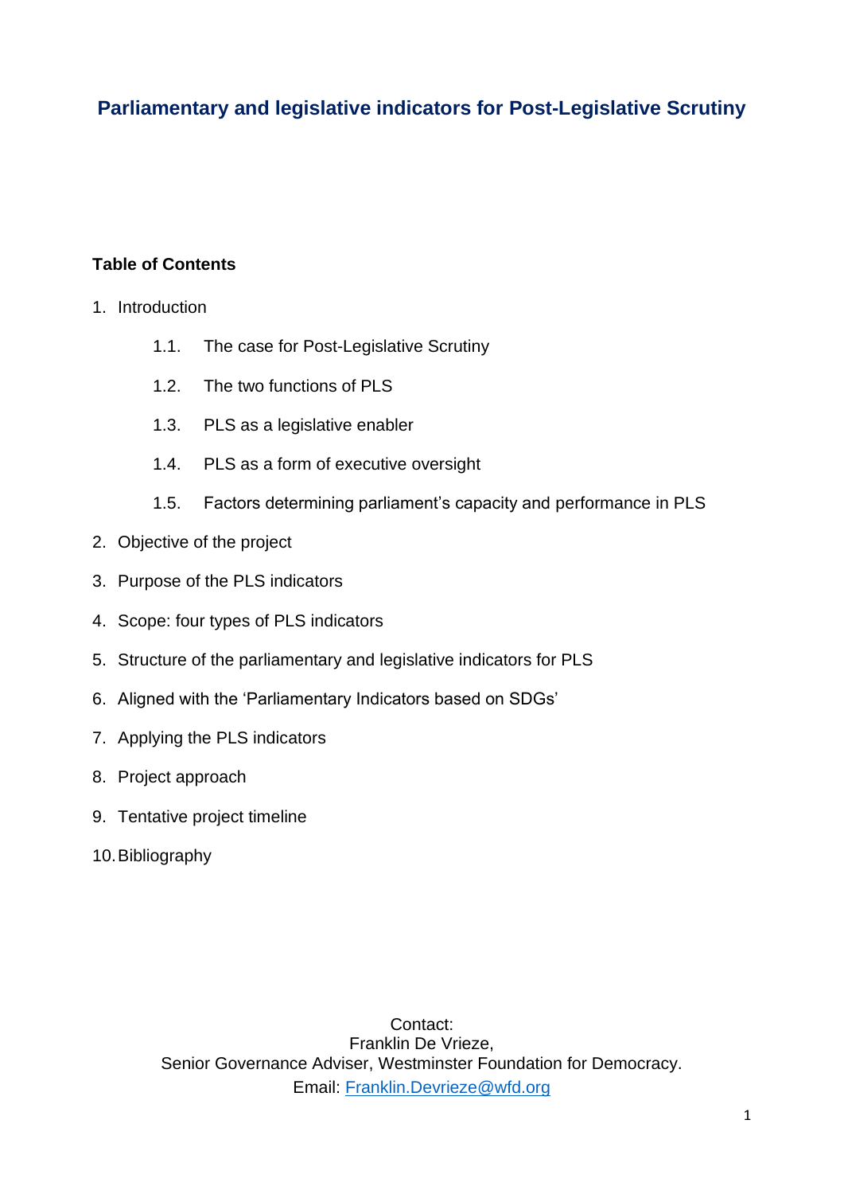# Parliamentary and legislative indicators for Post-Legislative Scrutiny

**Table of Contents**

1. Introduction
    - 1.1. The case for Post-Legislative Scrutiny
    - 1.2. The two functions of PLS
    - 1.3. PLS as a legislative enabler
    - 1.4. PLS as a form of executive oversight
    - 1.5. Factors determining parliament's capacity and performance in PLS
2. Objective of the project
3. Purpose of the PLS indicators
4. Scope: four types of PLS indicators
5. Structure of the parliamentary and legislative indicators for PLS
6. Aligned with the 'Parliamentary Indicators based on SDGs'
7. Applying the PLS indicators
8. Project approach
9. Tentative project timeline
10. Bibliography

Contact:
Franklin De Vrieze,
Senior Governance Adviser, Westminster Foundation for Democracy.
Email: Franklin.Devrieze@wfd.org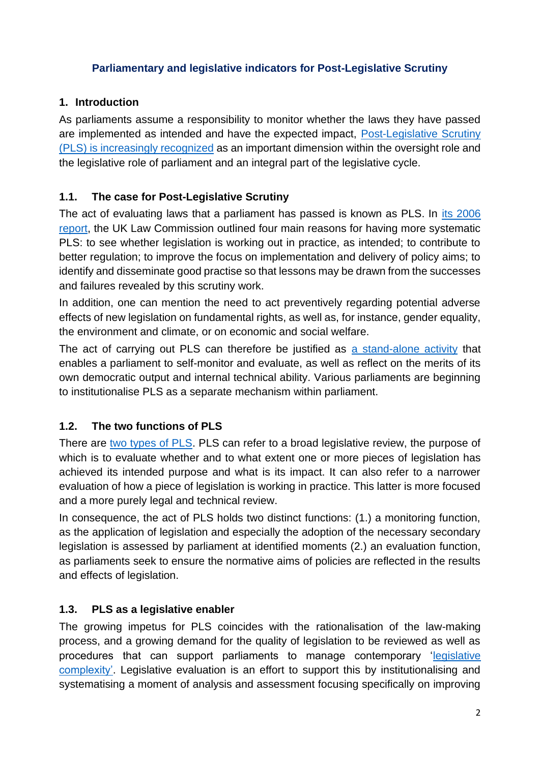## Parliamentary and legislative indicators for Post-Legislative Scrutiny

## 1. Introduction

As parliaments assume a responsibility to monitor whether the laws they have passed are implemented as intended and have the expected impact, Post-Legislative Scrutiny (PLS) is increasingly recognized as an important dimension within the oversight role and the legislative role of parliament and an integral part of the legislative cycle.

### 1.1. The case for Post-Legislative Scrutiny

The act of evaluating laws that a parliament has passed is known as PLS. In its 2006 report, the UK Law Commission outlined four main reasons for having more systematic PLS: to see whether legislation is working out in practice, as intended; to contribute to better regulation; to improve the focus on implementation and delivery of policy aims; to identify and disseminate good practise so that lessons may be drawn from the successes and failures revealed by this scrutiny work.

In addition, one can mention the need to act preventively regarding potential adverse effects of new legislation on fundamental rights, as well as, for instance, gender equality, the environment and climate, or on economic and social welfare.

The act of carrying out PLS can therefore be justified as a stand-alone activity that enables a parliament to self-monitor and evaluate, as well as reflect on the merits of its own democratic output and internal technical ability. Various parliaments are beginning to institutionalise PLS as a separate mechanism within parliament.

### 1.2. The two functions of PLS

There are two types of PLS. PLS can refer to a broad legislative review, the purpose of which is to evaluate whether and to what extent one or more pieces of legislation has achieved its intended purpose and what is its impact. It can also refer to a narrower evaluation of how a piece of legislation is working in practice. This latter is more focused and a more purely legal and technical review.

In consequence, the act of PLS holds two distinct functions: (1.) a monitoring function, as the application of legislation and especially the adoption of the necessary secondary legislation is assessed by parliament at identified moments (2.) an evaluation function, as parliaments seek to ensure the normative aims of policies are reflected in the results and effects of legislation.

### 1.3. PLS as a legislative enabler

The growing impetus for PLS coincides with the rationalisation of the law-making process, and a growing demand for the quality of legislation to be reviewed as well as procedures that can support parliaments to manage contemporary 'legislative complexity'. Legislative evaluation is an effort to support this by institutionalising and systematising a moment of analysis and assessment focusing specifically on improving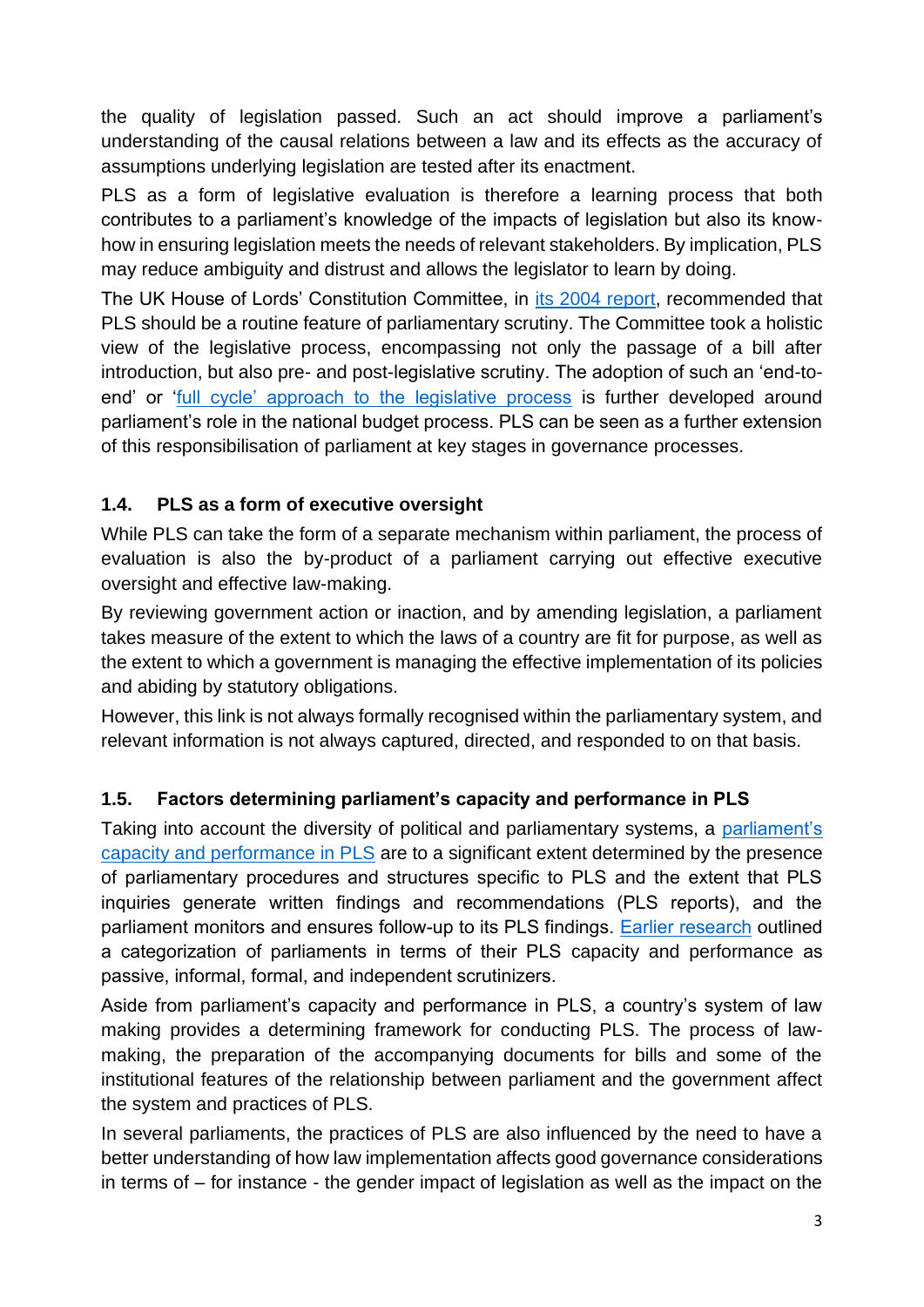the quality of legislation passed. Such an act should improve a parliament's understanding of the causal relations between a law and its effects as the accuracy of assumptions underlying legislation are tested after its enactment.

PLS as a form of legislative evaluation is therefore a learning process that both contributes to a parliament's knowledge of the impacts of legislation but also its know-how in ensuring legislation meets the needs of relevant stakeholders. By implication, PLS may reduce ambiguity and distrust and allows the legislator to learn by doing.

The UK House of Lords' Constitution Committee, in its 2004 report, recommended that PLS should be a routine feature of parliamentary scrutiny. The Committee took a holistic view of the legislative process, encompassing not only the passage of a bill after introduction, but also pre- and post-legislative scrutiny. The adoption of such an 'end-to-end' or 'full cycle' approach to the legislative process is further developed around parliament's role in the national budget process. PLS can be seen as a further extension of this responsibilisation of parliament at key stages in governance processes.

### 1.4. PLS as a form of executive oversight

While PLS can take the form of a separate mechanism within parliament, the process of evaluation is also the by-product of a parliament carrying out effective executive oversight and effective law-making.

By reviewing government action or inaction, and by amending legislation, a parliament takes measure of the extent to which the laws of a country are fit for purpose, as well as the extent to which a government is managing the effective implementation of its policies and abiding by statutory obligations.

However, this link is not always formally recognised within the parliamentary system, and relevant information is not always captured, directed, and responded to on that basis.

### 1.5. Factors determining parliament's capacity and performance in PLS

Taking into account the diversity of political and parliamentary systems, a parliament's capacity and performance in PLS are to a significant extent determined by the presence of parliamentary procedures and structures specific to PLS and the extent that PLS inquiries generate written findings and recommendations (PLS reports), and the parliament monitors and ensures follow-up to its PLS findings. Earlier research outlined a categorization of parliaments in terms of their PLS capacity and performance as passive, informal, formal, and independent scrutinizers.

Aside from parliament's capacity and performance in PLS, a country's system of law making provides a determining framework for conducting PLS. The process of law-making, the preparation of the accompanying documents for bills and some of the institutional features of the relationship between parliament and the government affect the system and practices of PLS.

In several parliaments, the practices of PLS are also influenced by the need to have a better understanding of how law implementation affects good governance considerations in terms of – for instance - the gender impact of legislation as well as the impact on the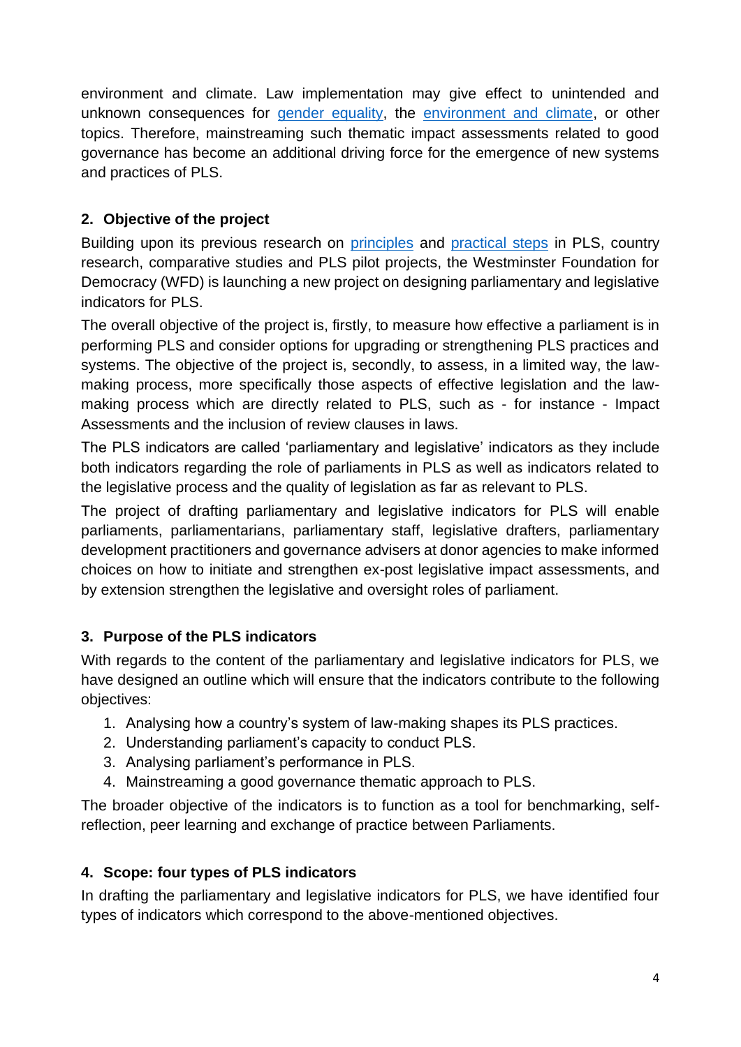environment and climate. Law implementation may give effect to unintended and unknown consequences for [gender equality](), the [environment and climate](), or other topics. Therefore, mainstreaming such thematic impact assessments related to good governance has become an additional driving force for the emergence of new systems and practices of PLS.

## 2. Objective of the project

Building upon its previous research on [principles]() and [practical steps]() in PLS, country research, comparative studies and PLS pilot projects, the Westminster Foundation for Democracy (WFD) is launching a new project on designing parliamentary and legislative indicators for PLS.

The overall objective of the project is, firstly, to measure how effective a parliament is in performing PLS and consider options for upgrading or strengthening PLS practices and systems. The objective of the project is, secondly, to assess, in a limited way, the law-making process, more specifically those aspects of effective legislation and the law-making process which are directly related to PLS, such as - for instance - Impact Assessments and the inclusion of review clauses in laws.

The PLS indicators are called 'parliamentary and legislative' indicators as they include both indicators regarding the role of parliaments in PLS as well as indicators related to the legislative process and the quality of legislation as far as relevant to PLS.

The project of drafting parliamentary and legislative indicators for PLS will enable parliaments, parliamentarians, parliamentary staff, legislative drafters, parliamentary development practitioners and governance advisers at donor agencies to make informed choices on how to initiate and strengthen ex-post legislative impact assessments, and by extension strengthen the legislative and oversight roles of parliament.

## 3. Purpose of the PLS indicators

With regards to the content of the parliamentary and legislative indicators for PLS, we have designed an outline which will ensure that the indicators contribute to the following objectives:

1. Analysing how a country's system of law-making shapes its PLS practices.
2. Understanding parliament's capacity to conduct PLS.
3. Analysing parliament's performance in PLS.
4. Mainstreaming a good governance thematic approach to PLS.

The broader objective of the indicators is to function as a tool for benchmarking, self-reflection, peer learning and exchange of practice between Parliaments.

## 4. Scope: four types of PLS indicators

In drafting the parliamentary and legislative indicators for PLS, we have identified four types of indicators which correspond to the above-mentioned objectives.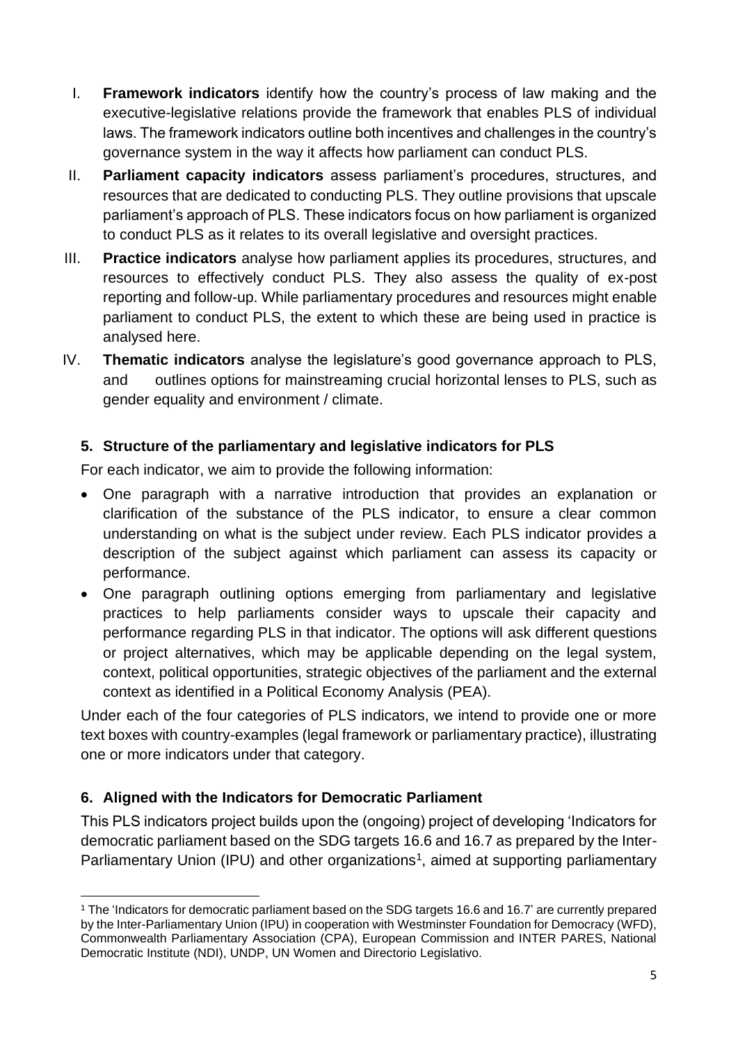I. **Framework indicators** identify how the country's process of law making and the executive-legislative relations provide the framework that enables PLS of individual laws. The framework indicators outline both incentives and challenges in the country's governance system in the way it affects how parliament can conduct PLS.

II. **Parliament capacity indicators** assess parliament's procedures, structures, and resources that are dedicated to conducting PLS. They outline provisions that upscale parliament's approach of PLS. These indicators focus on how parliament is organized to conduct PLS as it relates to its overall legislative and oversight practices.

III. **Practice indicators** analyse how parliament applies its procedures, structures, and resources to effectively conduct PLS. They also assess the quality of ex-post reporting and follow-up. While parliamentary procedures and resources might enable parliament to conduct PLS, the extent to which these are being used in practice is analysed here.

IV. **Thematic indicators** analyse the legislature's good governance approach to PLS, and outlines options for mainstreaming crucial horizontal lenses to PLS, such as gender equality and environment / climate.

### 5. Structure of the parliamentary and legislative indicators for PLS

For each indicator, we aim to provide the following information:

- One paragraph with a narrative introduction that provides an explanation or clarification of the substance of the PLS indicator, to ensure a clear common understanding on what is the subject under review. Each PLS indicator provides a description of the subject against which parliament can assess its capacity or performance.
- One paragraph outlining options emerging from parliamentary and legislative practices to help parliaments consider ways to upscale their capacity and performance regarding PLS in that indicator. The options will ask different questions or project alternatives, which may be applicable depending on the legal system, context, political opportunities, strategic objectives of the parliament and the external context as identified in a Political Economy Analysis (PEA).

Under each of the four categories of PLS indicators, we intend to provide one or more text boxes with country-examples (legal framework or parliamentary practice), illustrating one or more indicators under that category.

### 6. Aligned with the Indicators for Democratic Parliament

This PLS indicators project builds upon the (ongoing) project of developing 'Indicators for democratic parliament based on the SDG targets 16.6 and 16.7 as prepared by the Inter-Parliamentary Union (IPU) and other organizations[1], aimed at supporting parliamentary

[1] The 'Indicators for democratic parliament based on the SDG targets 16.6 and 16.7' are currently prepared by the Inter-Parliamentary Union (IPU) in cooperation with Westminster Foundation for Democracy (WFD), Commonwealth Parliamentary Association (CPA), European Commission and INTER PARES, National Democratic Institute (NDI), UNDP, UN Women and Directorio Legislativo.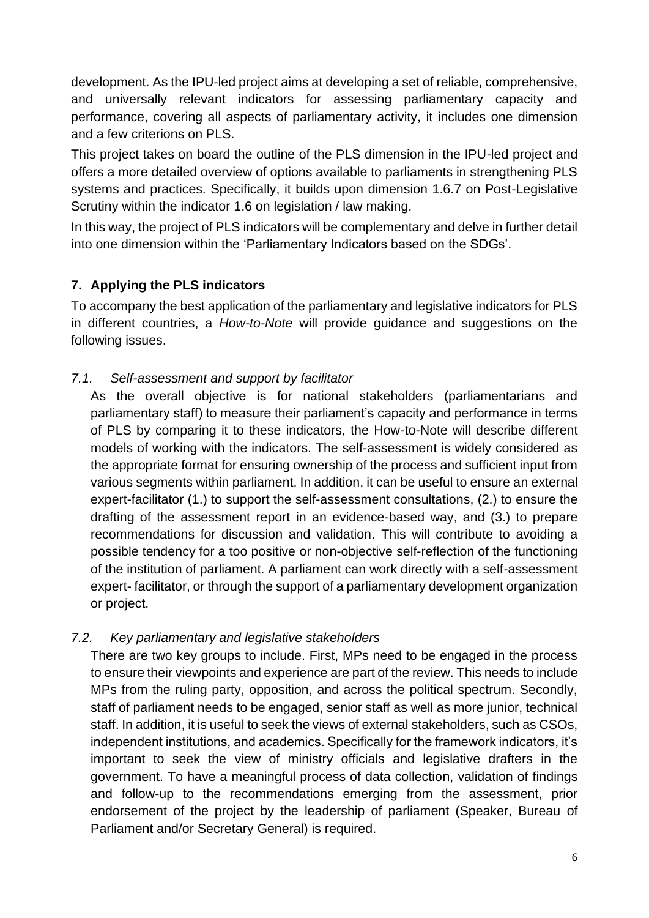development. As the IPU-led project aims at developing a set of reliable, comprehensive, and universally relevant indicators for assessing parliamentary capacity and performance, covering all aspects of parliamentary activity, it includes one dimension and a few criterions on PLS.

This project takes on board the outline of the PLS dimension in the IPU-led project and offers a more detailed overview of options available to parliaments in strengthening PLS systems and practices. Specifically, it builds upon dimension 1.6.7 on Post-Legislative Scrutiny within the indicator 1.6 on legislation / law making.

In this way, the project of PLS indicators will be complementary and delve in further detail into one dimension within the 'Parliamentary Indicators based on the SDGs'.

## 7. Applying the PLS indicators

To accompany the best application of the parliamentary and legislative indicators for PLS in different countries, a *How-to-Note* will provide guidance and suggestions on the following issues.

### *7.1. Self-assessment and support by facilitator*

As the overall objective is for national stakeholders (parliamentarians and parliamentary staff) to measure their parliament's capacity and performance in terms of PLS by comparing it to these indicators, the How-to-Note will describe different models of working with the indicators. The self-assessment is widely considered as the appropriate format for ensuring ownership of the process and sufficient input from various segments within parliament. In addition, it can be useful to ensure an external expert-facilitator (1.) to support the self-assessment consultations, (2.) to ensure the drafting of the assessment report in an evidence-based way, and (3.) to prepare recommendations for discussion and validation. This will contribute to avoiding a possible tendency for a too positive or non-objective self-reflection of the functioning of the institution of parliament. A parliament can work directly with a self-assessment expert- facilitator, or through the support of a parliamentary development organization or project.

### *7.2. Key parliamentary and legislative stakeholders*

There are two key groups to include. First, MPs need to be engaged in the process to ensure their viewpoints and experience are part of the review. This needs to include MPs from the ruling party, opposition, and across the political spectrum. Secondly, staff of parliament needs to be engaged, senior staff as well as more junior, technical staff. In addition, it is useful to seek the views of external stakeholders, such as CSOs, independent institutions, and academics. Specifically for the framework indicators, it's important to seek the view of ministry officials and legislative drafters in the government. To have a meaningful process of data collection, validation of findings and follow-up to the recommendations emerging from the assessment, prior endorsement of the project by the leadership of parliament (Speaker, Bureau of Parliament and/or Secretary General) is required.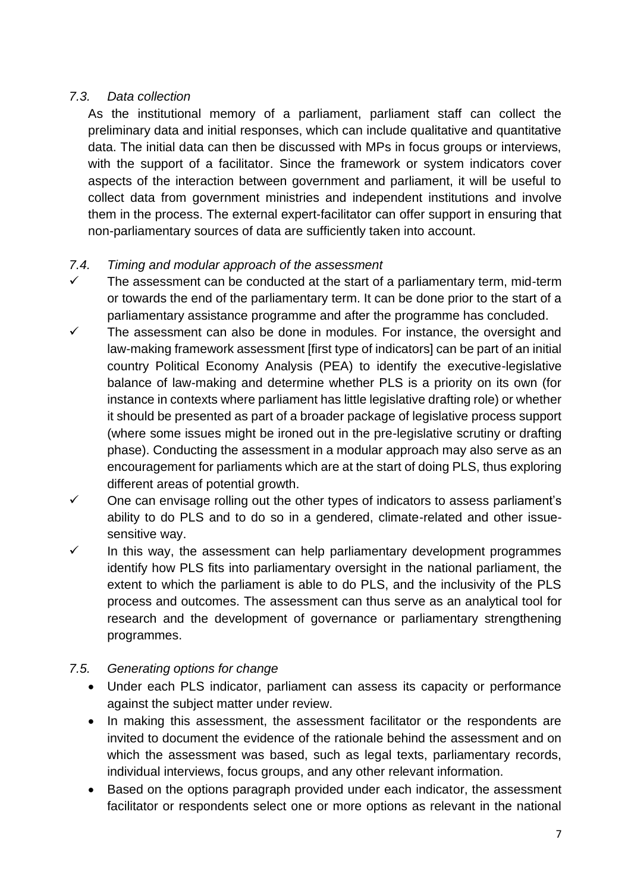### *7.3. Data collection*

As the institutional memory of a parliament, parliament staff can collect the preliminary data and initial responses, which can include qualitative and quantitative data. The initial data can then be discussed with MPs in focus groups or interviews, with the support of a facilitator. Since the framework or system indicators cover aspects of the interaction between government and parliament, it will be useful to collect data from government ministries and independent institutions and involve them in the process. The external expert-facilitator can offer support in ensuring that non-parliamentary sources of data are sufficiently taken into account.

### *7.4. Timing and modular approach of the assessment*

- ✓ The assessment can be conducted at the start of a parliamentary term, mid-term or towards the end of the parliamentary term. It can be done prior to the start of a parliamentary assistance programme and after the programme has concluded.
- ✓ The assessment can also be done in modules. For instance, the oversight and law-making framework assessment [first type of indicators] can be part of an initial country Political Economy Analysis (PEA) to identify the executive-legislative balance of law-making and determine whether PLS is a priority on its own (for instance in contexts where parliament has little legislative drafting role) or whether it should be presented as part of a broader package of legislative process support (where some issues might be ironed out in the pre-legislative scrutiny or drafting phase). Conducting the assessment in a modular approach may also serve as an encouragement for parliaments which are at the start of doing PLS, thus exploring different areas of potential growth.
- ✓ One can envisage rolling out the other types of indicators to assess parliament's ability to do PLS and to do so in a gendered, climate-related and other issue-sensitive way.
- ✓ In this way, the assessment can help parliamentary development programmes identify how PLS fits into parliamentary oversight in the national parliament, the extent to which the parliament is able to do PLS, and the inclusivity of the PLS process and outcomes. The assessment can thus serve as an analytical tool for research and the development of governance or parliamentary strengthening programmes.

### *7.5. Generating options for change*

- Under each PLS indicator, parliament can assess its capacity or performance against the subject matter under review.
- In making this assessment, the assessment facilitator or the respondents are invited to document the evidence of the rationale behind the assessment and on which the assessment was based, such as legal texts, parliamentary records, individual interviews, focus groups, and any other relevant information.
- Based on the options paragraph provided under each indicator, the assessment facilitator or respondents select one or more options as relevant in the national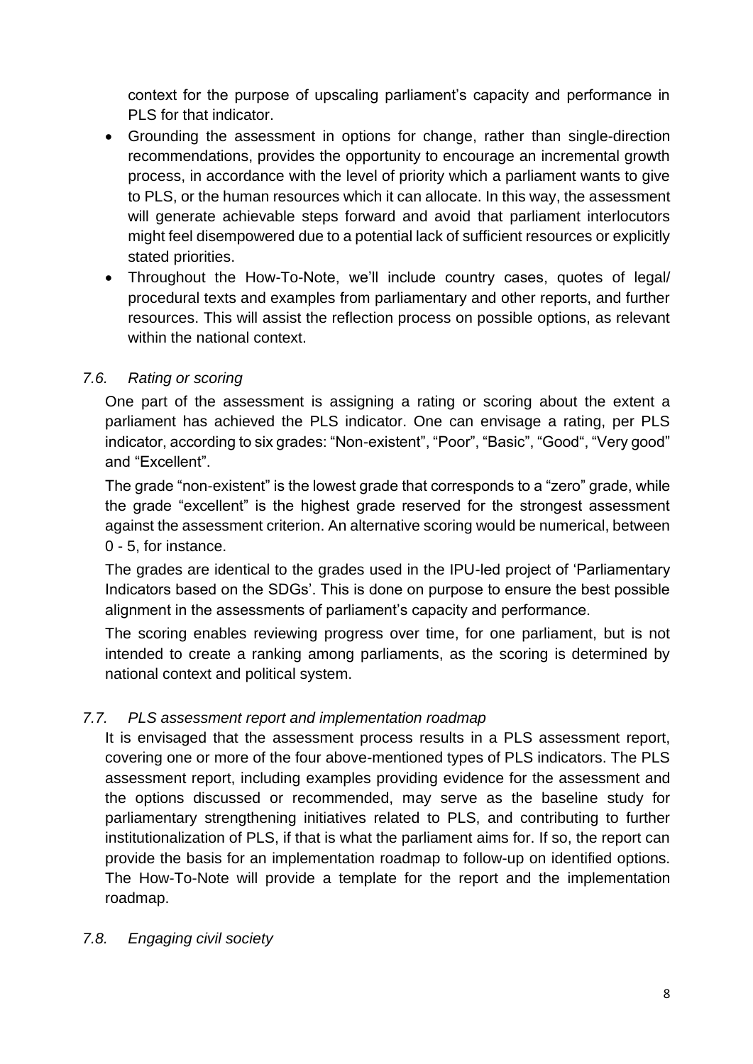context for the purpose of upscaling parliament's capacity and performance in PLS for that indicator.

- Grounding the assessment in options for change, rather than single-direction recommendations, provides the opportunity to encourage an incremental growth process, in accordance with the level of priority which a parliament wants to give to PLS, or the human resources which it can allocate. In this way, the assessment will generate achievable steps forward and avoid that parliament interlocutors might feel disempowered due to a potential lack of sufficient resources or explicitly stated priorities.
- Throughout the How-To-Note, we'll include country cases, quotes of legal/ procedural texts and examples from parliamentary and other reports, and further resources. This will assist the reflection process on possible options, as relevant within the national context.

### *7.6. Rating or scoring*

One part of the assessment is assigning a rating or scoring about the extent a parliament has achieved the PLS indicator. One can envisage a rating, per PLS indicator, according to six grades: "Non-existent", "Poor", "Basic", "Good", "Very good" and "Excellent".

The grade "non-existent" is the lowest grade that corresponds to a "zero" grade, while the grade "excellent" is the highest grade reserved for the strongest assessment against the assessment criterion. An alternative scoring would be numerical, between 0 - 5, for instance.

The grades are identical to the grades used in the IPU-led project of 'Parliamentary Indicators based on the SDGs'. This is done on purpose to ensure the best possible alignment in the assessments of parliament's capacity and performance.

The scoring enables reviewing progress over time, for one parliament, but is not intended to create a ranking among parliaments, as the scoring is determined by national context and political system.

### *7.7. PLS assessment report and implementation roadmap*

It is envisaged that the assessment process results in a PLS assessment report, covering one or more of the four above-mentioned types of PLS indicators. The PLS assessment report, including examples providing evidence for the assessment and the options discussed or recommended, may serve as the baseline study for parliamentary strengthening initiatives related to PLS, and contributing to further institutionalization of PLS, if that is what the parliament aims for. If so, the report can provide the basis for an implementation roadmap to follow-up on identified options. The How-To-Note will provide a template for the report and the implementation roadmap.

### *7.8. Engaging civil society*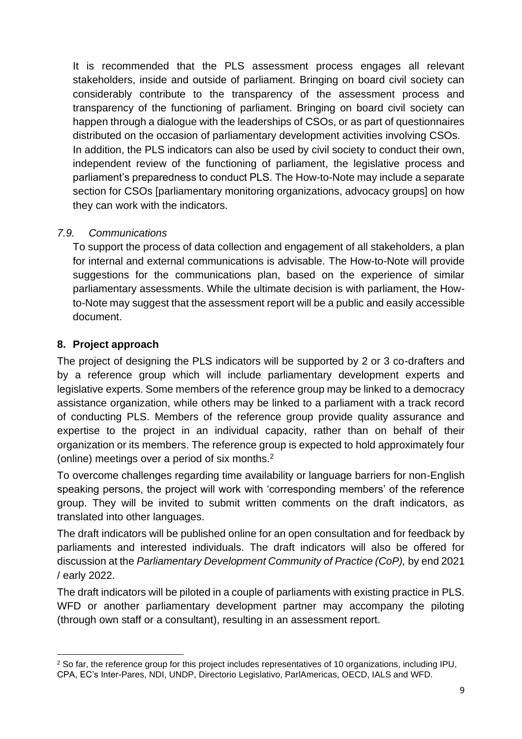It is recommended that the PLS assessment process engages all relevant stakeholders, inside and outside of parliament. Bringing on board civil society can considerably contribute to the transparency of the assessment process and transparency of the functioning of parliament. Bringing on board civil society can happen through a dialogue with the leaderships of CSOs, or as part of questionnaires distributed on the occasion of parliamentary development activities involving CSOs. In addition, the PLS indicators can also be used by civil society to conduct their own, independent review of the functioning of parliament, the legislative process and parliament's preparedness to conduct PLS. The How-to-Note may include a separate section for CSOs [parliamentary monitoring organizations, advocacy groups] on how they can work with the indicators.

### *7.9. Communications*

To support the process of data collection and engagement of all stakeholders, a plan for internal and external communications is advisable. The How-to-Note will provide suggestions for the communications plan, based on the experience of similar parliamentary assessments. While the ultimate decision is with parliament, the How-to-Note may suggest that the assessment report will be a public and easily accessible document.

## 8. Project approach

The project of designing the PLS indicators will be supported by 2 or 3 co-drafters and by a reference group which will include parliamentary development experts and legislative experts. Some members of the reference group may be linked to a democracy assistance organization, while others may be linked to a parliament with a track record of conducting PLS. Members of the reference group provide quality assurance and expertise to the project in an individual capacity, rather than on behalf of their organization or its members. The reference group is expected to hold approximately four (online) meetings over a period of six months.[2]

To overcome challenges regarding time availability or language barriers for non-English speaking persons, the project will work with 'corresponding members' of the reference group. They will be invited to submit written comments on the draft indicators, as translated into other languages.

The draft indicators will be published online for an open consultation and for feedback by parliaments and interested individuals. The draft indicators will also be offered for discussion at the *Parliamentary Development Community of Practice (CoP),* by end 2021 / early 2022.

The draft indicators will be piloted in a couple of parliaments with existing practice in PLS. WFD or another parliamentary development partner may accompany the piloting (through own staff or a consultant), resulting in an assessment report.

---

[2] So far, the reference group for this project includes representatives of 10 organizations, including IPU, CPA, EC's Inter-Pares, NDI, UNDP, Directorio Legislativo, ParlAmericas, OECD, IALS and WFD.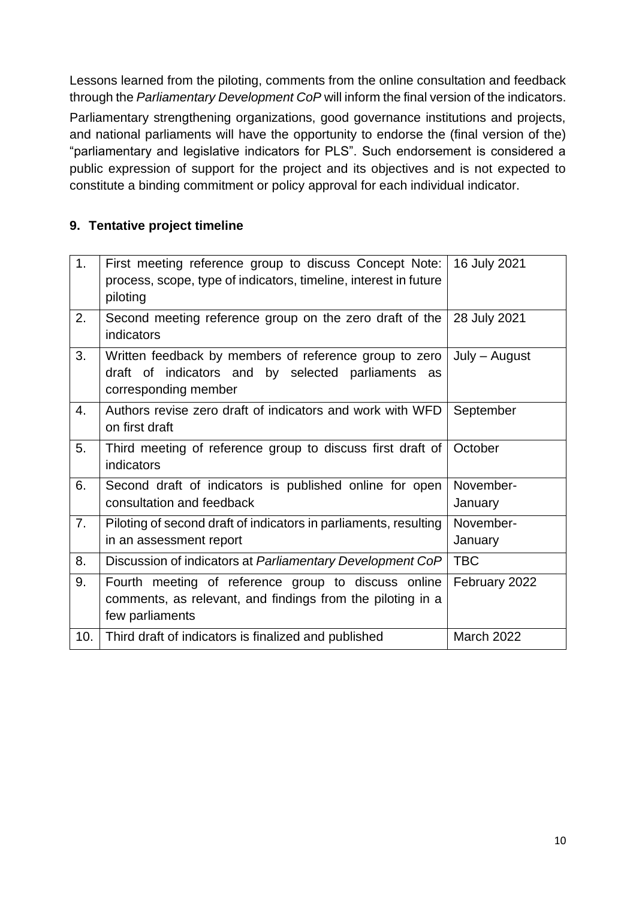Lessons learned from the piloting, comments from the online consultation and feedback through the *Parliamentary Development CoP* will inform the final version of the indicators.

Parliamentary strengthening organizations, good governance institutions and projects, and national parliaments will have the opportunity to endorse the (final version of the) "parliamentary and legislative indicators for PLS". Such endorsement is considered a public expression of support for the project and its objectives and is not expected to constitute a binding commitment or policy approval for each individual indicator.

## 9. Tentative project timeline

| | | |
|---|---|---|
| 1. | First meeting reference group to discuss Concept Note: process, scope, type of indicators, timeline, interest in future piloting | 16 July 2021 |
| 2. | Second meeting reference group on the zero draft of the indicators | 28 July 2021 |
| 3. | Written feedback by members of reference group to zero draft of indicators and by selected parliaments as corresponding member | July – August |
| 4. | Authors revise zero draft of indicators and work with WFD on first draft | September |
| 5. | Third meeting of reference group to discuss first draft of indicators | October |
| 6. | Second draft of indicators is published online for open consultation and feedback | November-January |
| 7. | Piloting of second draft of indicators in parliaments, resulting in an assessment report | November-January |
| 8. | Discussion of indicators at *Parliamentary Development CoP* | TBC |
| 9. | Fourth meeting of reference group to discuss online comments, as relevant, and findings from the piloting in a few parliaments | February 2022 |
| 10. | Third draft of indicators is finalized and published | March 2022 |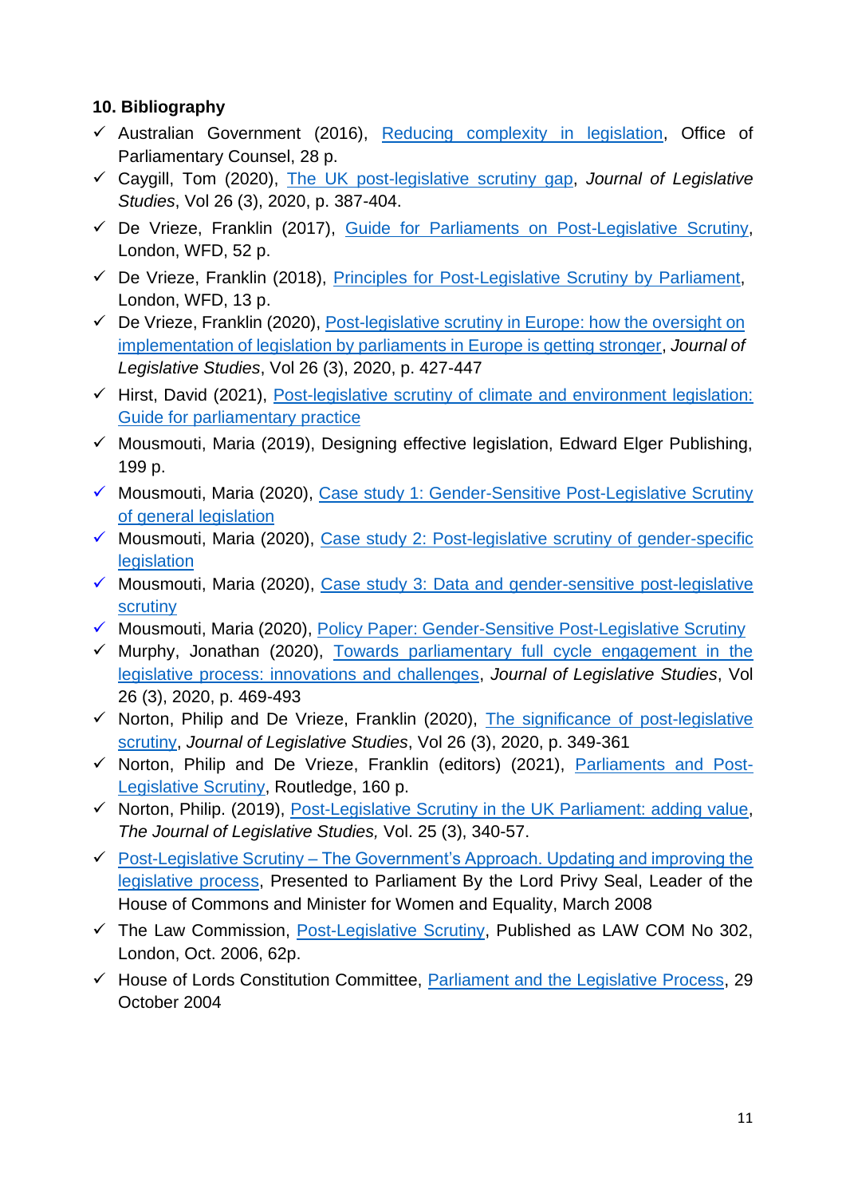## 10. Bibliography

- ✓ Australian Government (2016), Reducing complexity in legislation, Office of Parliamentary Counsel, 28 p.
- ✓ Caygill, Tom (2020), The UK post-legislative scrutiny gap, *Journal of Legislative Studies*, Vol 26 (3), 2020, p. 387-404.
- ✓ De Vrieze, Franklin (2017), Guide for Parliaments on Post-Legislative Scrutiny, London, WFD, 52 p.
- ✓ De Vrieze, Franklin (2018), Principles for Post-Legislative Scrutiny by Parliament, London, WFD, 13 p.
- ✓ De Vrieze, Franklin (2020), Post-legislative scrutiny in Europe: how the oversight on implementation of legislation by parliaments in Europe is getting stronger, *Journal of Legislative Studies*, Vol 26 (3), 2020, p. 427-447
- ✓ Hirst, David (2021), Post-legislative scrutiny of climate and environment legislation: Guide for parliamentary practice
- ✓ Mousmouti, Maria (2019), Designing effective legislation, Edward Elger Publishing, 199 p.
- ✓ Mousmouti, Maria (2020), Case study 1: Gender-Sensitive Post-Legislative Scrutiny of general legislation
- ✓ Mousmouti, Maria (2020), Case study 2: Post-legislative scrutiny of gender-specific legislation
- ✓ Mousmouti, Maria (2020), Case study 3: Data and gender-sensitive post-legislative scrutiny
- ✓ Mousmouti, Maria (2020), Policy Paper: Gender-Sensitive Post-Legislative Scrutiny
- ✓ Murphy, Jonathan (2020), Towards parliamentary full cycle engagement in the legislative process: innovations and challenges, *Journal of Legislative Studies*, Vol 26 (3), 2020, p. 469-493
- ✓ Norton, Philip and De Vrieze, Franklin (2020), The significance of post-legislative scrutiny, *Journal of Legislative Studies*, Vol 26 (3), 2020, p. 349-361
- ✓ Norton, Philip and De Vrieze, Franklin (editors) (2021), Parliaments and Post-Legislative Scrutiny, Routledge, 160 p.
- ✓ Norton, Philip. (2019), Post-Legislative Scrutiny in the UK Parliament: adding value, *The Journal of Legislative Studies,* Vol. 25 (3), 340-57.
- ✓ Post-Legislative Scrutiny – The Government's Approach. Updating and improving the legislative process, Presented to Parliament By the Lord Privy Seal, Leader of the House of Commons and Minister for Women and Equality, March 2008
- ✓ The Law Commission, Post-Legislative Scrutiny, Published as LAW COM No 302, London, Oct. 2006, 62p.
- ✓ House of Lords Constitution Committee, Parliament and the Legislative Process, 29 October 2004